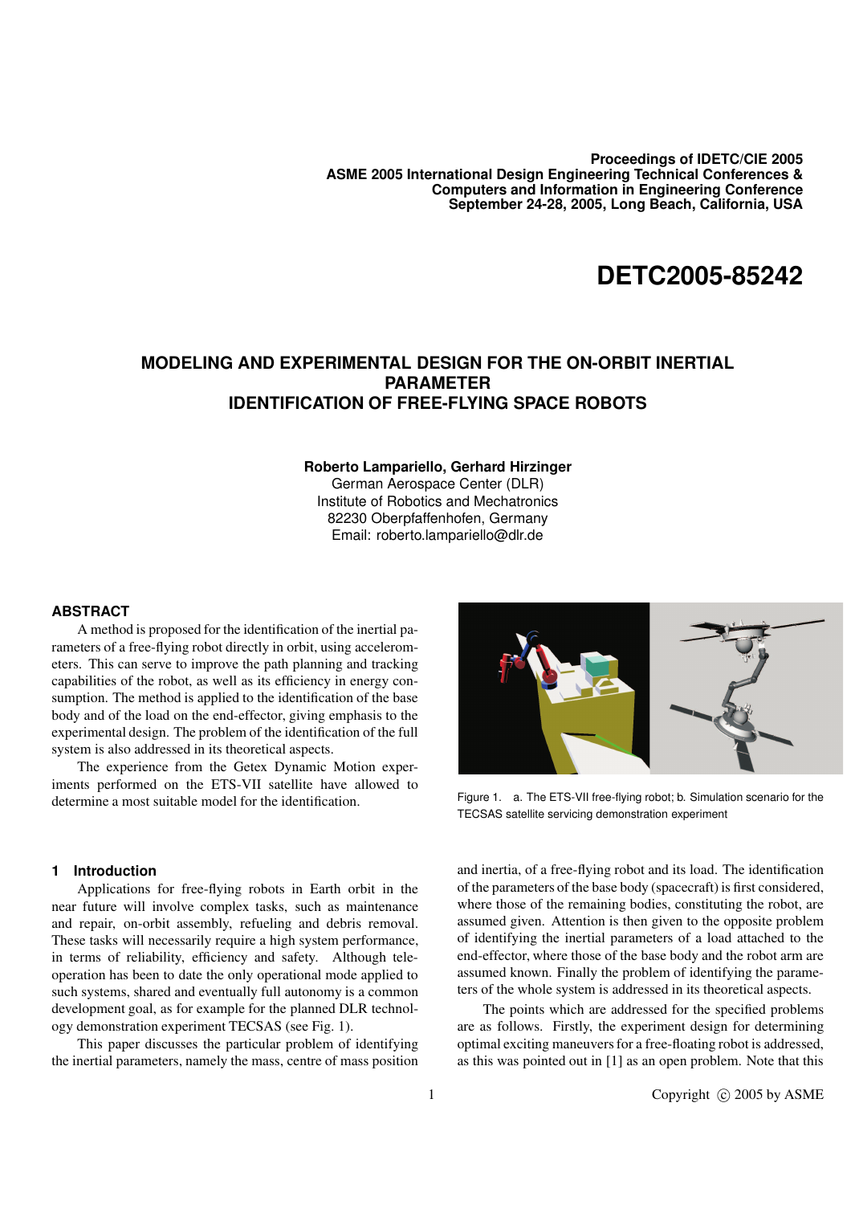Proceedings of IDETC/CIE 2005
ASME 2005 International Design Engineering Technical Conferences & Computers and Information in Engineering Conference
September 24-28, 2005, Long Beach, California, USA

# DETC2005-85242

# MODELING AND EXPERIMENTAL DESIGN FOR THE ON-ORBIT INERTIAL PARAMETER IDENTIFICATION OF FREE-FLYING SPACE ROBOTS

**Roberto Lampariello, Gerhard Hirzinger**
German Aerospace Center (DLR)
Institute of Robotics and Mechatronics
82230 Oberpfaffenhofen, Germany
Email: roberto.lampariello@dlr.de

## ABSTRACT

A method is proposed for the identification of the inertial parameters of a free-flying robot directly in orbit, using accelerometers. This can serve to improve the path planning and tracking capabilities of the robot, as well as its efficiency in energy consumption. The method is applied to the identification of the base body and of the load on the end-effector, giving emphasis to the experimental design. The problem of the identification of the full system is also addressed in its theoretical aspects.

The experience from the Getex Dynamic Motion experiments performed on the ETS-VII satellite have allowed to determine a most suitable model for the identification.

Figure 1. a. The ETS-VII free-flying robot; b. Simulation scenario for the TECSAS satellite servicing demonstration experiment

## 1 Introduction

Applications for free-flying robots in Earth orbit in the near future will involve complex tasks, such as maintenance and repair, on-orbit assembly, refueling and debris removal. These tasks will necessarily require a high system performance, in terms of reliability, efficiency and safety. Although tele-operation has been to date the only operational mode applied to such systems, shared and eventually full autonomy is a common development goal, as for example for the planned DLR technology demonstration experiment TECSAS (see Fig. 1).

This paper discusses the particular problem of identifying the inertial parameters, namely the mass, centre of mass position and inertia, of a free-flying robot and its load. The identification of the parameters of the base body (spacecraft) is first considered, where those of the remaining bodies, constituting the robot, are assumed given. Attention is then given to the opposite problem of identifying the inertial parameters of a load attached to the end-effector, where those of the base body and the robot arm are assumed known. Finally the problem of identifying the parameters of the whole system is addressed in its theoretical aspects.

The points which are addressed for the specified problems are as follows. Firstly, the experiment design for determining optimal exciting maneuvers for a free-floating robot is addressed, as this was pointed out in [1] as an open problem. Note that this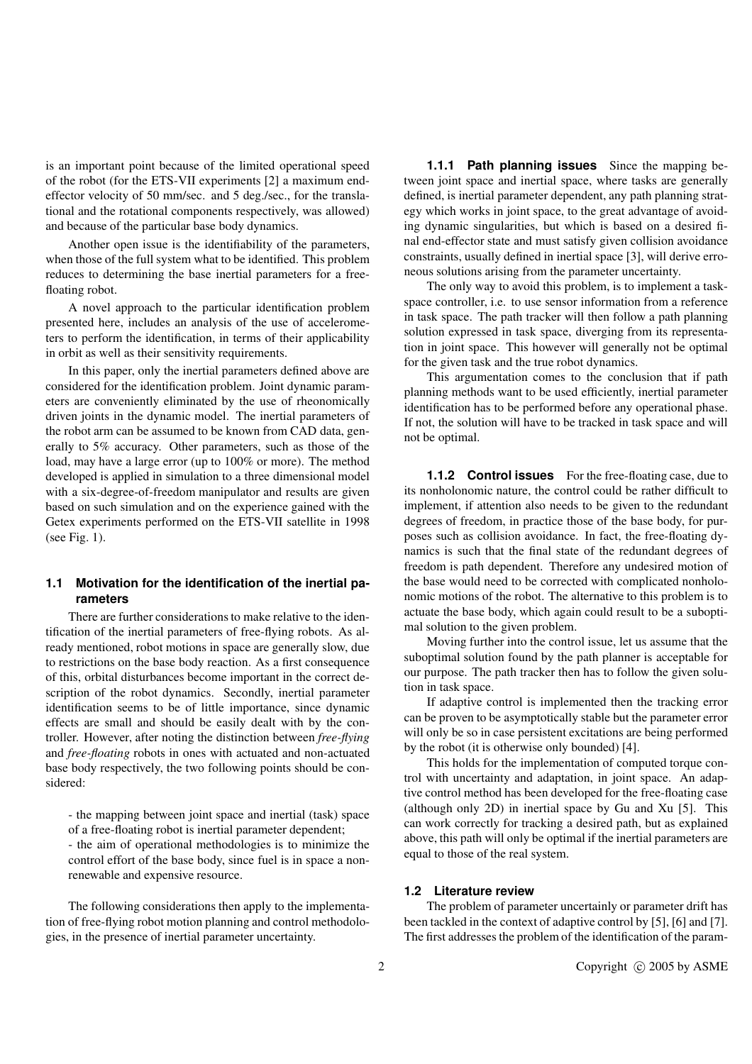is an important point because of the limited operational speed of the robot (for the ETS-VII experiments [2] a maximum end-effector velocity of 50 mm/sec. and 5 deg./sec., for the translational and the rotational components respectively, was allowed) and because of the particular base body dynamics.

Another open issue is the identifiability of the parameters, when those of the full system what to be identified. This problem reduces to determining the base inertial parameters for a free-floating robot.

A novel approach to the particular identification problem presented here, includes an analysis of the use of accelerometers to perform the identification, in terms of their applicability in orbit as well as their sensitivity requirements.

In this paper, only the inertial parameters defined above are considered for the identification problem. Joint dynamic parameters are conveniently eliminated by the use of rheonomically driven joints in the dynamic model. The inertial parameters of the robot arm can be assumed to be known from CAD data, generally to 5% accuracy. Other parameters, such as those of the load, may have a large error (up to 100% or more). The method developed is applied in simulation to a three dimensional model with a six-degree-of-freedom manipulator and results are given based on such simulation and on the experience gained with the Getex experiments performed on the ETS-VII satellite in 1998 (see Fig. 1).

## 1.1 Motivation for the identification of the inertial parameters

There are further considerations to make relative to the identification of the inertial parameters of free-flying robots. As already mentioned, robot motions in space are generally slow, due to restrictions on the base body reaction. As a first consequence of this, orbital disturbances become important in the correct description of the robot dynamics. Secondly, inertial parameter identification seems to be of little importance, since dynamic effects are small and should be easily dealt with by the controller. However, after noting the distinction between *free-flying* and *free-floating* robots in ones with actuated and non-actuated base body respectively, the two following points should be considered:

- the mapping between joint space and inertial (task) space of a free-floating robot is inertial parameter dependent;
- the aim of operational methodologies is to minimize the control effort of the base body, since fuel is in space a non-renewable and expensive resource.

The following considerations then apply to the implementation of free-flying robot motion planning and control methodologies, in the presence of inertial parameter uncertainty.

### 1.1.1 Path planning issues

Since the mapping between joint space and inertial space, where tasks are generally defined, is inertial parameter dependent, any path planning strategy which works in joint space, to the great advantage of avoiding dynamic singularities, but which is based on a desired final end-effector state and must satisfy given collision avoidance constraints, usually defined in inertial space [3], will derive erroneous solutions arising from the parameter uncertainty.

The only way to avoid this problem, is to implement a task-space controller, i.e. to use sensor information from a reference in task space. The path tracker will then follow a path planning solution expressed in task space, diverging from its representation in joint space. This however will generally not be optimal for the given task and the true robot dynamics.

This argumentation comes to the conclusion that if path planning methods want to be used efficiently, inertial parameter identification has to be performed before any operational phase. If not, the solution will have to be tracked in task space and will not be optimal.

### 1.1.2 Control issues

For the free-floating case, due to its nonholonomic nature, the control could be rather difficult to implement, if attention also needs to be given to the redundant degrees of freedom, in practice those of the base body, for purposes such as collision avoidance. In fact, the free-floating dynamics is such that the final state of the redundant degrees of freedom is path dependent. Therefore any undesired motion of the base would need to be corrected with complicated nonholonomic motions of the robot. The alternative to this problem is to actuate the base body, which again could result to be a suboptimal solution to the given problem.

Moving further into the control issue, let us assume that the suboptimal solution found by the path planner is acceptable for our purpose. The path tracker then has to follow the given solution in task space.

If adaptive control is implemented then the tracking error can be proven to be asymptotically stable but the parameter error will only be so in case persistent excitations are being performed by the robot (it is otherwise only bounded) [4].

This holds for the implementation of computed torque control with uncertainty and adaptation, in joint space. An adaptive control method has been developed for the free-floating case (although only 2D) in inertial space by Gu and Xu [5]. This can work correctly for tracking a desired path, but as explained above, this path will only be optimal if the inertial parameters are equal to those of the real system.

## 1.2 Literature review

The problem of parameter uncertainly or parameter drift has been tackled in the context of adaptive control by [5], [6] and [7]. The first addresses the problem of the identification of the param-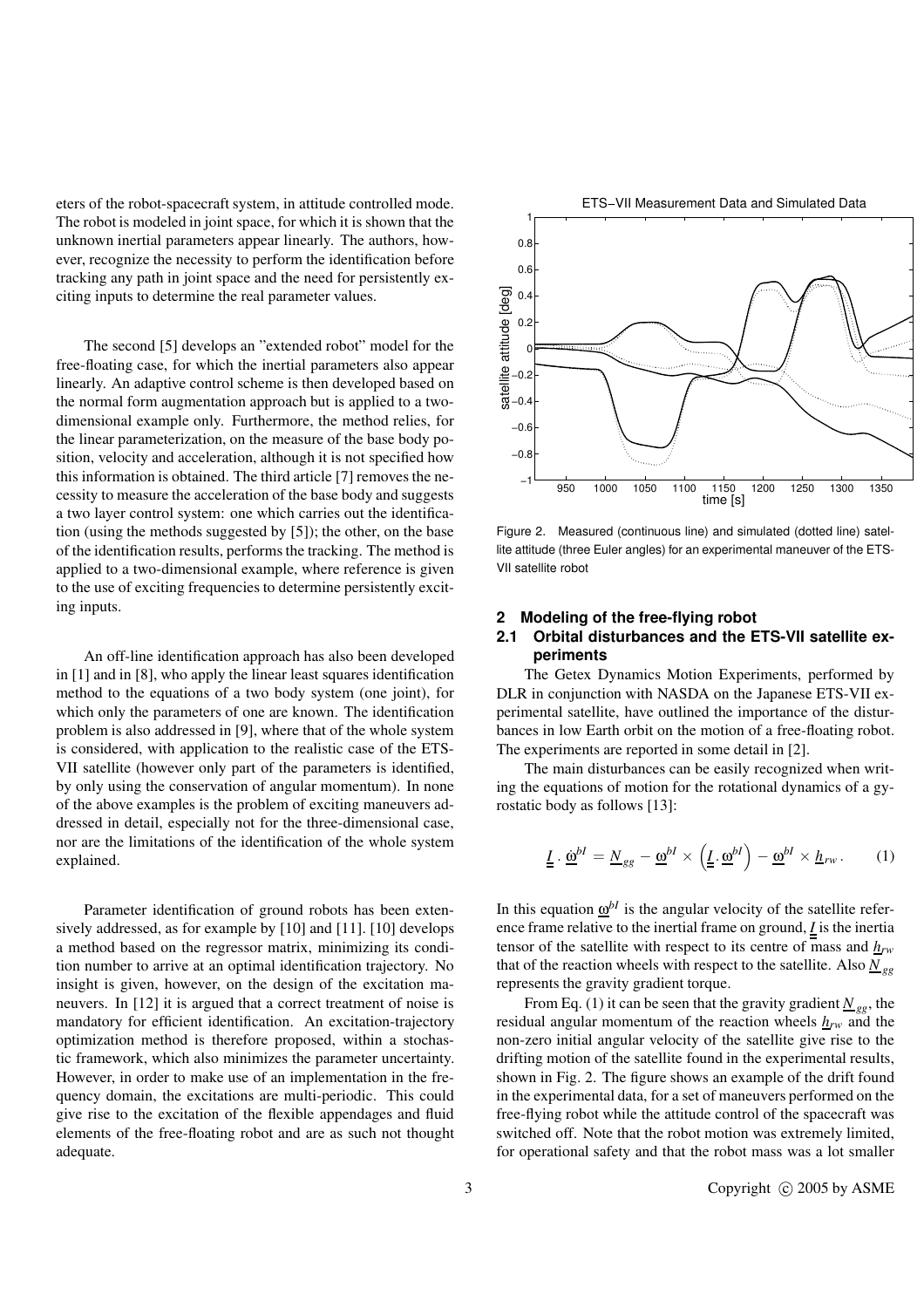eters of the robot-spacecraft system, in attitude controlled mode. The robot is modeled in joint space, for which it is shown that the unknown inertial parameters appear linearly. The authors, however, recognize the necessity to perform the identification before tracking any path in joint space and the need for persistently exciting inputs to determine the real parameter values.

The second [5] develops an "extended robot" model for the free-floating case, for which the inertial parameters also appear linearly. An adaptive control scheme is then developed based on the normal form augmentation approach but is applied to a two-dimensional example only. Furthermore, the method relies, for the linear parameterization, on the measure of the base body position, velocity and acceleration, although it is not specified how this information is obtained. The third article [7] removes the necessity to measure the acceleration of the base body and suggests a two layer control system: one which carries out the identification (using the methods suggested by [5]); the other, on the base of the identification results, performs the tracking. The method is applied to a two-dimensional example, where reference is given to the use of exciting frequencies to determine persistently exciting inputs.

An off-line identification approach has also been developed in [1] and in [8], who apply the linear least squares identification method to the equations of a two body system (one joint), for which only the parameters of one are known. The identification problem is also addressed in [9], where that of the whole system is considered, with application to the realistic case of the ETS-VII satellite (however only part of the parameters is identified, by only using the conservation of angular momentum). In none of the above examples is the problem of exciting maneuvers addressed in detail, especially not for the three-dimensional case, nor are the limitations of the identification of the whole system explained.

Parameter identification of ground robots has been extensively addressed, as for example by [10] and [11]. [10] develops a method based on the regressor matrix, minimizing its condition number to arrive at an optimal identification trajectory. No insight is given, however, on the design of the excitation maneuvers. In [12] it is argued that a correct treatment of noise is mandatory for efficient identification. An excitation-trajectory optimization method is therefore proposed, within a stochastic framework, which also minimizes the parameter uncertainty. However, in order to make use of an implementation in the frequency domain, the excitations are multi-periodic. This could give rise to the excitation of the flexible appendages and fluid elements of the free-floating robot and are as such not thought adequate.

Figure 2. Measured (continuous line) and simulated (dotted line) satellite attitude (three Euler angles) for an experimental maneuver of the ETS-VII satellite robot

## 2 Modeling of the free-flying robot

### 2.1 Orbital disturbances and the ETS-VII satellite experiments

The Getex Dynamics Motion Experiments, performed by DLR in conjunction with NASDA on the Japanese ETS-VII experimental satellite, have outlined the importance of the disturbances in low Earth orbit on the motion of a free-floating robot. The experiments are reported in some detail in [2].

The main disturbances can be easily recognized when writing the equations of motion for the rotational dynamics of a gyrostatic body as follows [13]:

$$\underline{\underline{I}} \cdot \underline{\dot{\omega}}^{bI} = \underline{N}_{gg} - \underline{\omega}^{bI} \times \left( \underline{\underline{I}} \cdot \underline{\omega}^{bI} \right) - \underline{\omega}^{bI} \times \underline{h}_{rw} \,. \qquad (1)$$

In this equation $\underline{\omega}^{bI}$ is the angular velocity of the satellite reference frame relative to the inertial frame on ground, $\underline{\underline{I}}$ is the inertia tensor of the satellite with respect to its centre of mass and $\underline{h}_{rw}$ that of the reaction wheels with respect to the satellite. Also $\underline{N}_{gg}$ represents the gravity gradient torque.

From Eq. (1) it can be seen that the gravity gradient $\underline{N}_{gg}$, the residual angular momentum of the reaction wheels $\underline{h}_{rw}$ and the non-zero initial angular velocity of the satellite give rise to the drifting motion of the satellite found in the experimental results, shown in Fig. 2. The figure shows an example of the drift found in the experimental data, for a set of maneuvers performed on the free-flying robot while the attitude control of the spacecraft was switched off. Note that the robot motion was extremely limited, for operational safety and that the robot mass was a lot smaller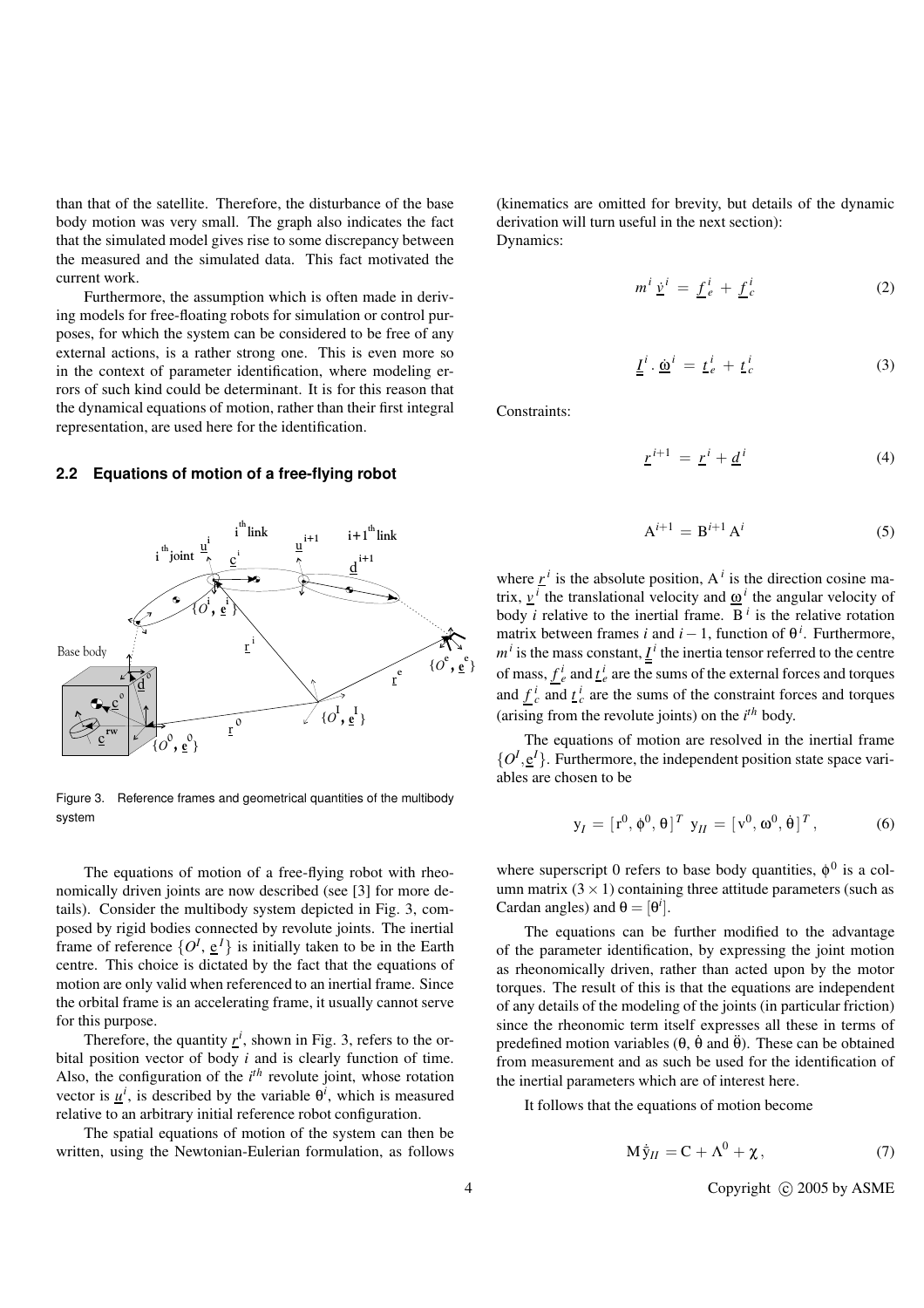than that of the satellite. Therefore, the disturbance of the base body motion was very small. The graph also indicates the fact that the simulated model gives rise to some discrepancy between the measured and the simulated data. This fact motivated the current work.

Furthermore, the assumption which is often made in deriving models for free-floating robots for simulation or control purposes, for which the system can be considered to be free of any external actions, is a rather strong one. This is even more so in the context of parameter identification, where modeling errors of such kind could be determinant. It is for this reason that the dynamical equations of motion, rather than their first integral representation, are used here for the identification.

## 2.2 Equations of motion of a free-flying robot

Figure 3. Reference frames and geometrical quantities of the multibody system

The equations of motion of a free-flying robot with rheonomically driven joints are now described (see [3] for more details). Consider the multibody system depicted in Fig. 3, composed by rigid bodies connected by revolute joints. The inertial frame of reference $\{O^I, \underline{e}^I\}$ is initially taken to be in the Earth centre. This choice is dictated by the fact that the equations of motion are only valid when referenced to an inertial frame. Since the orbital frame is an accelerating frame, it usually cannot serve for this purpose.

Therefore, the quantity $\underline{r}^i$, shown in Fig. 3, refers to the orbital position vector of body $i$ and is clearly function of time. Also, the configuration of the $i^{th}$ revolute joint, whose rotation vector is $\underline{u}^i$, is described by the variable $\theta^i$, which is measured relative to an arbitrary initial reference robot configuration.

The spatial equations of motion of the system can then be written, using the Newtonian-Eulerian formulation, as follows (kinematics are omitted for brevity, but details of the dynamic derivation will turn useful in the next section):

Dynamics:

$$m^i\,\underline{\dot{v}}^i = \underline{f}^i_e + \underline{f}^i_c \tag{2}$$

$$\underline{\underline{I}}^i \cdot \underline{\dot{\omega}}^i = \underline{t}^i_e + \underline{t}^i_c \tag{3}$$

Constraints:

$$\underline{r}^{i+1} = \underline{r}^i + \underline{d}^i \tag{4}$$

$$\mathrm{A}^{i+1} = \mathrm{B}^{i+1}\,\mathrm{A}^i \tag{5}$$

where $\underline{r}^i$ is the absolute position, $\mathrm{A}^i$ is the direction cosine matrix, $\underline{v}^i$ the translational velocity and $\underline{\omega}^i$ the angular velocity of body $i$ relative to the inertial frame. $\mathrm{B}^i$ is the relative rotation matrix between frames $i$ and $i-1$, function of $\theta^i$. Furthermore, $m^i$ is the mass constant, $\underline{\underline{I}}^i$ the inertia tensor referred to the centre of mass, $\underline{f}^i_e$ and $\underline{t}^i_e$ are the sums of the external forces and torques and $\underline{f}^i_c$ and $\underline{t}^i_c$ are the sums of the constraint forces and torques (arising from the revolute joints) on the $i^{th}$ body.

The equations of motion are resolved in the inertial frame $\{O^I, \underline{e}^I\}$. Furthermore, the independent position state space variables are chosen to be

$$\mathrm{y}_I = [\mathrm{r}^0, \phi^0, \theta]^T \;\; \mathrm{y}_{II} = [\mathrm{v}^0, \omega^0, \dot{\theta}]^T, \tag{6}$$

where superscript 0 refers to base body quantities, $\phi^0$ is a column matrix $(3\times 1)$ containing three attitude parameters (such as Cardan angles) and $\theta = [\theta^i]$.

The equations can be further modified to the advantage of the parameter identification, by expressing the joint motion as rheonomically driven, rather than acted upon by the motor torques. The result of this is that the equations are independent of any details of the modeling of the joints (in particular friction) since the rheonomic term itself expresses all these in terms of predefined motion variables ($\theta$, $\dot{\theta}$ and $\ddot{\theta}$). These can be obtained from measurement and as such be used for the identification of the inertial parameters which are of interest here.

It follows that the equations of motion become

$$\mathrm{M}\,\dot{\mathrm{y}}_{II} = \mathrm{C} + \Lambda^0 + \chi, \tag{7}$$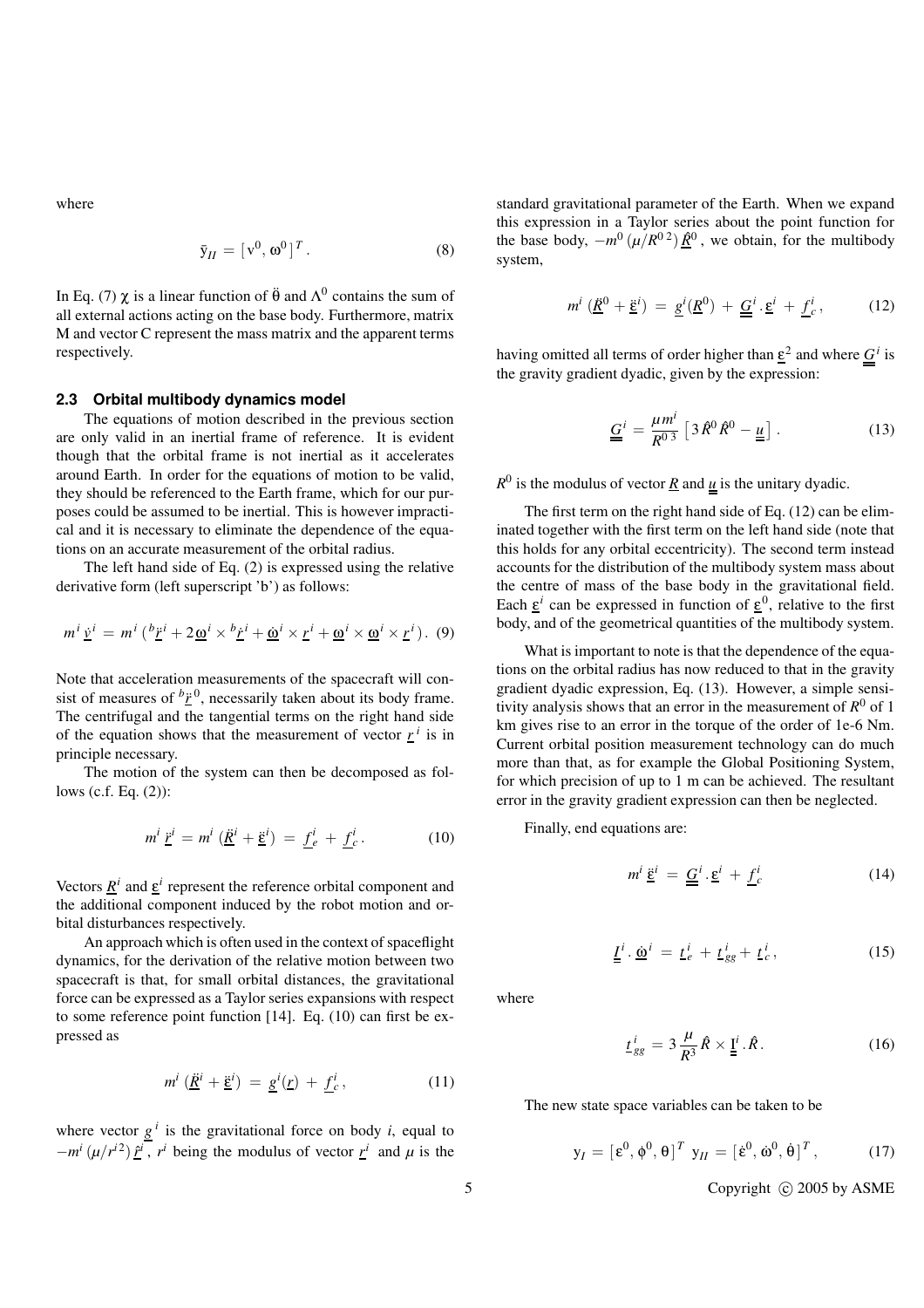where

$$
\bar{y}_{II} = [\, v^0, \, \omega^0 \,]^T \, . \tag{8}
$$

In Eq. (7) $\chi$ is a linear function of $\ddot{\theta}$ and $\Lambda^0$ contains the sum of all external actions acting on the base body. Furthermore, matrix M and vector C represent the mass matrix and the apparent terms respectively.

### 2.3 Orbital multibody dynamics model

The equations of motion described in the previous section are only valid in an inertial frame of reference. It is evident though that the orbital frame is not inertial as it accelerates around Earth. In order for the equations of motion to be valid, they should be referenced to the Earth frame, which for our purposes could be assumed to be inertial. This is however impractical and it is necessary to eliminate the dependence of the equations on an accurate measurement of the orbital radius.

The left hand side of Eq. (2) is expressed using the relative derivative form (left superscript 'b') as follows:

$$
m^i \, \underline{\dot{v}}^i \, = \, m^i \, ( {}^b\underline{\ddot{r}}^i + 2 \underline{\omega}^i \times {}^b\underline{\dot{r}}^i + \underline{\dot{\omega}}^i \times \underline{r}^i + \underline{\omega}^i \times \underline{\omega}^i \times \underline{r}^i ) \, . \tag{9}
$$

Note that acceleration measurements of the spacecraft will consist of measures of ${}^b\underline{\ddot{r}}^0$, necessarily taken about its body frame. The centrifugal and the tangential terms on the right hand side of the equation shows that the measurement of vector $\underline{r}^i$ is in principle necessary.

The motion of the system can then be decomposed as follows (c.f. Eq. (2)):

$$
m^i \, \underline{\ddot{r}}^i = m^i \, (\underline{\ddot{R}}^i + \underline{\ddot{\varepsilon}}^i) \, = \, \underline{f}_e^i \, + \, \underline{f}_c^i \, . \tag{10}
$$

Vectors $\underline{R}^i$ and $\underline{\varepsilon}^i$ represent the reference orbital component and the additional component induced by the robot motion and orbital disturbances respectively.

An approach which is often used in the context of spaceflight dynamics, for the derivation of the relative motion between two spacecraft is that, for small orbital distances, the gravitational force can be expressed as a Taylor series expansions with respect to some reference point function [14]. Eq. (10) can first be expressed as

$$
m^i \, (\underline{\ddot{R}}^i + \underline{\ddot{\varepsilon}}^i) \, = \, \underline{g}^i(\underline{r}) \, + \, \underline{f}_c^i \, , \tag{11}
$$

where vector $\underline{g}^i$ is the gravitational force on body $i$, equal to $-m^i \, (\mu / r^{i\,2}) \, \underline{\hat{r}}^i$, $r^i$ being the modulus of vector $\underline{r}^i$ and $\mu$ is the standard gravitational parameter of the Earth. When we expand this expression in a Taylor series about the point function for the base body, $-m^0 \, (\mu / R^{0\,2}) \, \underline{\hat{R}}^0$, we obtain, for the multibody system,

$$
m^i \, (\underline{\ddot{R}}^0 + \underline{\ddot{\varepsilon}}^i) \, = \, \underline{g}^i(\underline{R}^0) \, + \, \underline{\underline{G}}^i \cdot \underline{\varepsilon}^i \, + \, \underline{f}_c^i \, , \tag{12}
$$

having omitted all terms of order higher than $\underline{\varepsilon}^2$ and where $\underline{\underline{G}}^i$ is the gravity gradient dyadic, given by the expression:

$$
\underline{\underline{G}}^i \, = \, \frac{\mu m^i}{R^{0\,3}} \left[ \, 3 \, \hat{R}^0 \hat{R}^0 - \underline{\underline{u}} \, \right] . \tag{13}
$$

$R^0$ is the modulus of vector $\underline{R}$ and $\underline{\underline{u}}$ is the unitary dyadic.

The first term on the right hand side of Eq. (12) can be eliminated together with the first term on the left hand side (note that this holds for any orbital eccentricity). The second term instead accounts for the distribution of the multibody system mass about the centre of mass of the base body in the gravitational field. Each $\underline{\varepsilon}^i$ can be expressed in function of $\underline{\varepsilon}^0$, relative to the first body, and of the geometrical quantities of the multibody system.

What is important to note is that the dependence of the equations on the orbital radius has now reduced to that in the gravity gradient dyadic expression, Eq. (13). However, a simple sensitivity analysis shows that an error in the measurement of $R^0$ of 1 km gives rise to an error in the torque of the order of 1e-6 Nm. Current orbital position measurement technology can do much more than that, as for example the Global Positioning System, for which precision of up to 1 m can be achieved. The resultant error in the gravity gradient expression can then be neglected.

Finally, end equations are:

$$
m^i \, \underline{\ddot{\varepsilon}}^i \, = \, \underline{\underline{G}}^i \cdot \underline{\varepsilon}^i \, + \, \underline{f}_c^i \tag{14}
$$

$$
\underline{\underline{I}}^i \cdot \underline{\dot{\omega}}^i \, = \, \underline{t}_e^i \, + \, \underline{t}_{gg}^i + \, \underline{t}_c^i \, , \tag{15}
$$

where

$$
\underline{t}_{gg}^i \, = 3 \, \frac{\mu}{R^3} \, \hat{R} \times \underline{\underline{I}}^i \cdot \hat{R} \, . \tag{16}
$$

The new state space variables can be taken to be

$$
y_I \, = [\, \varepsilon^0, \, \phi^0, \, \theta \,]^T \;\; y_{II} \, = [\, \dot{\varepsilon}^0, \, \dot{\omega}^0, \, \dot{\theta} \,]^T \, , \tag{17}
$$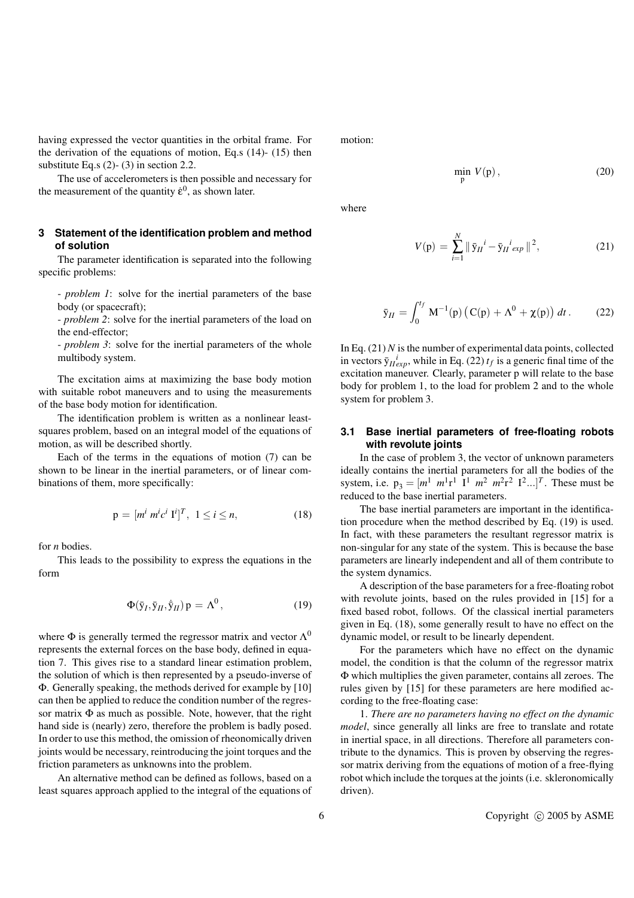having expressed the vector quantities in the orbital frame. For the derivation of the equations of motion, Eq.s (14)- (15) then substitute Eq.s (2)- (3) in section 2.2.

The use of accelerometers is then possible and necessary for the measurement of the quantity $\dot{\varepsilon}^0$, as shown later.

## 3 Statement of the identification problem and method of solution

The parameter identification is separated into the following specific problems:

- *problem 1*: solve for the inertial parameters of the base body (or spacecraft);

- *problem 2*: solve for the inertial parameters of the load on the end-effector;

- *problem 3*: solve for the inertial parameters of the whole multibody system.

The excitation aims at maximizing the base body motion with suitable robot maneuvers and to using the measurements of the base body motion for identification.

The identification problem is written as a nonlinear least-squares problem, based on an integral model of the equations of motion, as will be described shortly.

Each of the terms in the equations of motion (7) can be shown to be linear in the inertial parameters, or of linear combinations of them, more specifically:

$$\mathrm{p} = [m^i \; m^i c^i \; \mathrm{I}^i]^T, \;\; 1 \leq i \leq n, \tag{18}$$

for $n$ bodies.

This leads to the possibility to express the equations in the form

$$\Phi(\bar{\mathrm{y}}_I, \bar{\mathrm{y}}_{II}, \dot{\bar{\mathrm{y}}}_{II})\, \mathrm{p} = \Lambda^0 , \tag{19}$$

where $\Phi$ is generally termed the regressor matrix and vector $\Lambda^0$ represents the external forces on the base body, defined in equation 7. This gives rise to a standard linear estimation problem, the solution of which is then represented by a pseudo-inverse of $\Phi$. Generally speaking, the methods derived for example by [10] can then be applied to reduce the condition number of the regressor matrix $\Phi$ as much as possible. Note, however, that the right hand side is (nearly) zero, therefore the problem is badly posed. In order to use this method, the omission of rheonomically driven joints would be necessary, reintroducing the joint torques and the friction parameters as unknowns into the problem.

An alternative method can be defined as follows, based on a least squares approach applied to the integral of the equations of motion:

$$\min_{\mathrm{p}} \; V(\mathrm{p})\,, \tag{20}$$

where

$$V(\mathrm{p}) = \sum_{i=1}^{N} \| \, \bar{\mathrm{y}}_{II}{}^{i} - \bar{\mathrm{y}}_{II}{}^{i}{}_{exp} \, \|^2, \tag{21}$$

$$\bar{\mathrm{y}}_{II} = \int_0^{t_f} \mathrm{M}^{-1}(\mathrm{p}) \left( \mathrm{C}(\mathrm{p}) + \Lambda^0 + \chi(\mathrm{p}) \right) dt\,. \tag{22}$$

In Eq. (21) $N$ is the number of experimental data points, collected in vectors $\bar{\mathrm{y}}_{II}{}^{i}_{exp}$, while in Eq. (22) $t_f$ is a generic final time of the excitation maneuver. Clearly, parameter p will relate to the base body for problem 1, to the load for problem 2 and to the whole system for problem 3.

### 3.1 Base inertial parameters of free-floating robots with revolute joints

In the case of problem 3, the vector of unknown parameters ideally contains the inertial parameters for all the bodies of the system, i.e. $\mathrm{p}_3 = [m^1 \; m^1 \mathrm{r}^1 \; \mathrm{I}^1 \; m^2 \; m^2 \mathrm{r}^2 \; \mathrm{I}^2 ...]^T$. These must be reduced to the base inertial parameters.

The base inertial parameters are important in the identification procedure when the method described by Eq. (19) is used. In fact, with these parameters the resultant regressor matrix is non-singular for any state of the system. This is because the base parameters are linearly independent and all of them contribute to the system dynamics.

A description of the base parameters for a free-floating robot with revolute joints, based on the rules provided in [15] for a fixed based robot, follows. Of the classical inertial parameters given in Eq. (18), some generally result to have no effect on the dynamic model, or result to be linearly dependent.

For the parameters which have no effect on the dynamic model, the condition is that the column of the regressor matrix $\Phi$ which multiplies the given parameter, contains all zeroes. The rules given by [15] for these parameters are here modified according to the free-floating case:

1. *There are no parameters having no effect on the dynamic model*, since generally all links are free to translate and rotate in inertial space, in all directions. Therefore all parameters contribute to the dynamics. This is proven by observing the regressor matrix deriving from the equations of motion of a free-flying robot which include the torques at the joints (i.e. skleronomically driven).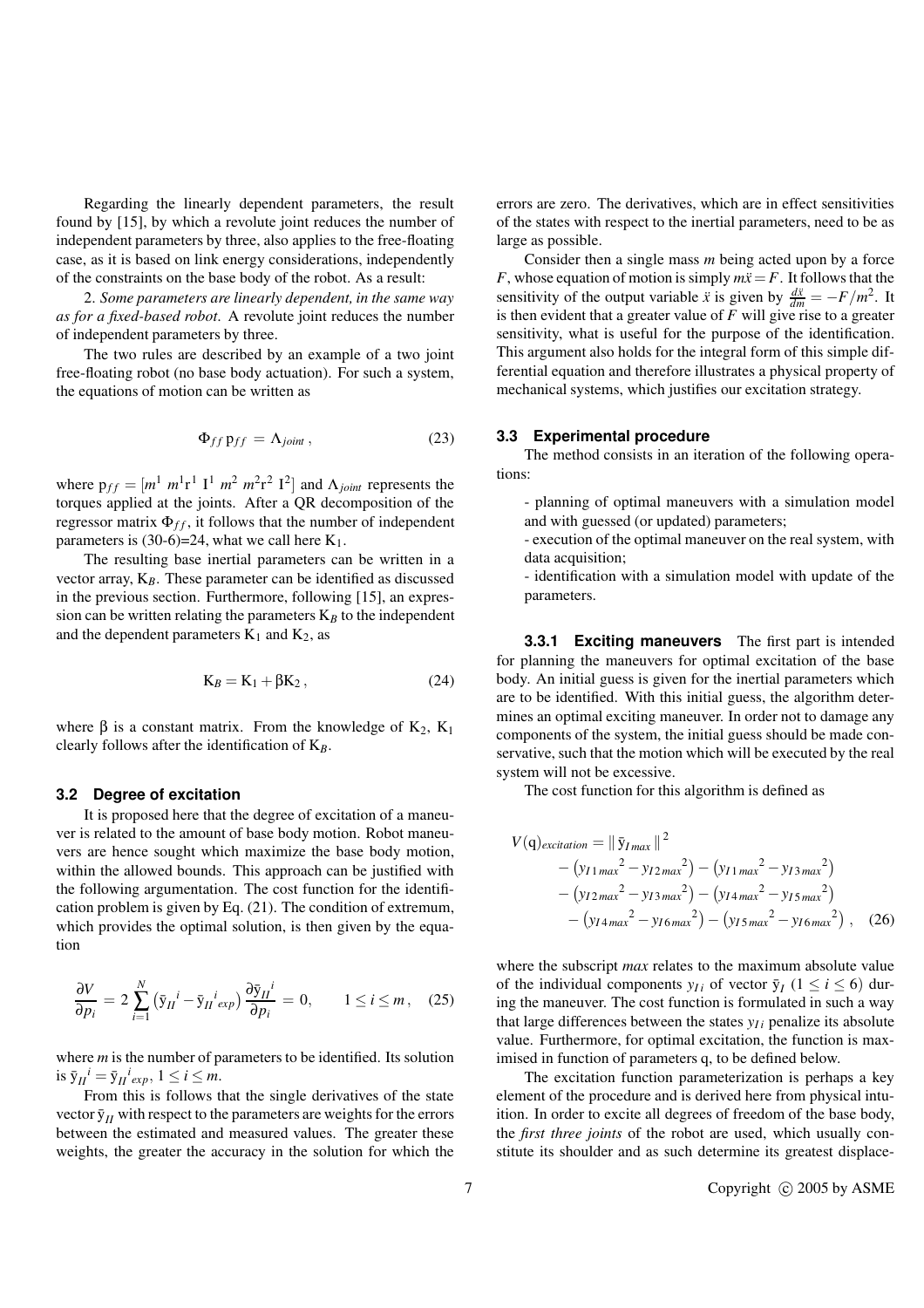Regarding the linearly dependent parameters, the result found by [15], by which a revolute joint reduces the number of independent parameters by three, also applies to the free-floating case, as it is based on link energy considerations, independently of the constraints on the base body of the robot. As a result:

2. *Some parameters are linearly dependent, in the same way as for a fixed-based robot.* A revolute joint reduces the number of independent parameters by three.

The two rules are described by an example of a two joint free-floating robot (no base body actuation). For such a system, the equations of motion can be written as

$$\Phi_{ff}\,\mathrm{p}_{ff} = \Lambda_{joint}\,, \tag{23}$$

where $\mathrm{p}_{ff} = [m^1\; m^1\mathrm{r}^1\; \mathrm{I}^1\; m^2\; m^2\mathrm{r}^2\; \mathrm{I}^2]$ and $\Lambda_{joint}$ represents the torques applied at the joints. After a QR decomposition of the regressor matrix $\Phi_{ff}$, it follows that the number of independent parameters is (30-6)=24, what we call here $\mathrm{K}_1$.

The resulting base inertial parameters can be written in a vector array, $\mathrm{K}_B$. These parameter can be identified as discussed in the previous section. Furthermore, following [15], an expression can be written relating the parameters $\mathrm{K}_B$ to the independent and the dependent parameters $\mathrm{K}_1$ and $\mathrm{K}_2$, as

$$\mathrm{K}_B = \mathrm{K}_1 + \beta\mathrm{K}_2\,, \tag{24}$$

where $\beta$ is a constant matrix. From the knowledge of $\mathrm{K}_2$, $\mathrm{K}_1$ clearly follows after the identification of $\mathrm{K}_B$.

### 3.2 Degree of excitation

It is proposed here that the degree of excitation of a maneuver is related to the amount of base body motion. Robot maneuvers are hence sought which maximize the base body motion, within the allowed bounds. This approach can be justified with the following argumentation. The cost function for the identification problem is given by Eq. (21). The condition of extremum, which provides the optimal solution, is then given by the equation

$$\frac{\partial V}{\partial p_i} = 2\sum_{i=1}^{N}\left(\bar{\mathrm{y}}_{II}{}^{i} - \bar{\mathrm{y}}_{II}{}^{i}_{exp}\right)\frac{\partial \bar{\mathrm{y}}_{II}{}^{i}}{\partial p_i} = 0, \qquad 1 \le i \le m\,, \tag{25}$$

where $m$ is the number of parameters to be identified. Its solution is $\bar{\mathrm{y}}_{II}{}^{i} = \bar{\mathrm{y}}_{II}{}^{i}_{exp}$, $1 \le i \le m$.

From this is follows that the single derivatives of the state vector $\bar{\mathrm{y}}_{II}$ with respect to the parameters are weights for the errors between the estimated and measured values. The greater these weights, the greater the accuracy in the solution for which the errors are zero. The derivatives, which are in effect sensitivities of the states with respect to the inertial parameters, need to be as large as possible.

Consider then a single mass $m$ being acted upon by a force $F$, whose equation of motion is simply $m\ddot{x} = F$. It follows that the sensitivity of the output variable $\ddot{x}$ is given by $\frac{d\ddot{x}}{dm} = -F/m^2$. It is then evident that a greater value of $F$ will give rise to a greater sensitivity, what is useful for the purpose of the identification. This argument also holds for the integral form of this simple differential equation and therefore illustrates a physical property of mechanical systems, which justifies our excitation strategy.

### 3.3 Experimental procedure

The method consists in an iteration of the following operations:

- planning of optimal maneuvers with a simulation model and with guessed (or updated) parameters;
- execution of the optimal maneuver on the real system, with data acquisition;
- identification with a simulation model with update of the parameters.

**3.3.1 Exciting maneuvers** The first part is intended for planning the maneuvers for optimal excitation of the base body. An initial guess is given for the inertial parameters which are to be identified. With this initial guess, the algorithm determines an optimal exciting maneuver. In order not to damage any components of the system, the initial guess should be made conservative, such that the motion which will be executed by the real system will not be excessive.

The cost function for this algorithm is defined as

$$\begin{aligned}
V(\mathrm{q})_{excitation} = \|\,\bar{\mathrm{y}}_{I\,max}\,\|^2 & \\
- \left(y_{I1\,max}{}^2 - y_{I2\,max}{}^2\right) - \left(y_{I1\,max}{}^2 - y_{I3\,max}{}^2\right) & \\
- \left(y_{I2\,max}{}^2 - y_{I3\,max}{}^2\right) - \left(y_{I4\,max}{}^2 - y_{I5\,max}{}^2\right) & \\
- \left(y_{I4\,max}{}^2 - y_{I6\,max}{}^2\right) - \left(y_{I5\,max}{}^2 - y_{I6\,max}{}^2\right)\,, &
\end{aligned} \tag{26}$$

where the subscript *max* relates to the maximum absolute value of the individual components $y_{I\,i}$ of vector $\bar{\mathrm{y}}_I$ $(1 \le i \le 6)$ during the maneuver. The cost function is formulated in such a way that large differences between the states $y_{I\,i}$ penalize its absolute value. Furthermore, for optimal excitation, the function is maximised in function of parameters q, to be defined below.

The excitation function parameterization is perhaps a key element of the procedure and is derived here from physical intuition. In order to excite all degrees of freedom of the base body, the *first three joints* of the robot are used, which usually constitute its shoulder and as such determine its greatest displace-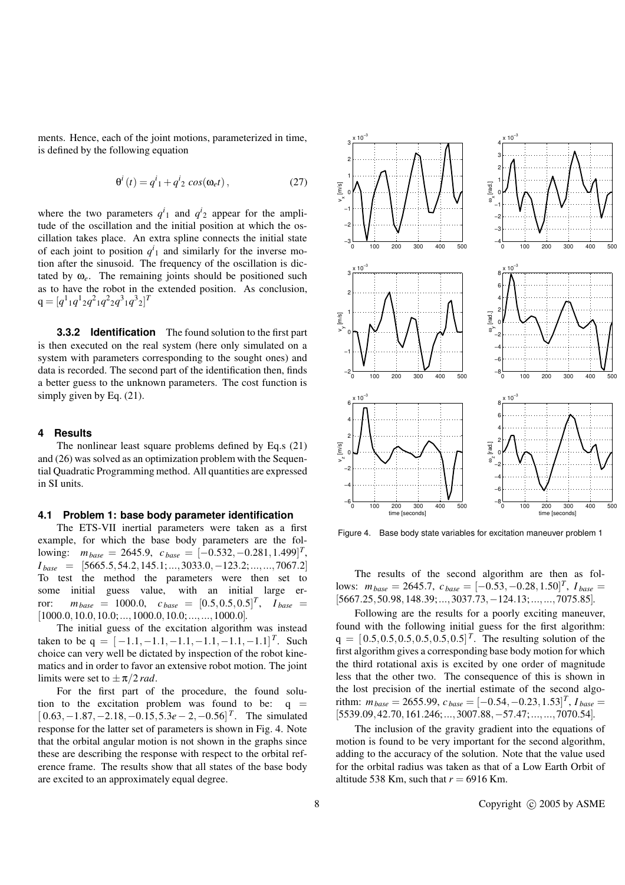ments. Hence, each of the joint motions, parameterized in time, is defined by the following equation

$$\theta^i(t) = q^i{}_1 + q^i{}_2 \, cos(\omega_e t), \tag{27}$$

where the two parameters $q^i{}_1$ and $q^i{}_2$ appear for the amplitude of the oscillation and the initial position at which the oscillation takes place. An extra spline connects the initial state of each joint to position $q^i{}_1$ and similarly for the inverse motion after the sinusoid. The frequency of the oscillation is dictated by $\omega_e$. The remaining joints should be positioned such as to have the robot in the extended position. As conclusion, $q = [q^1{}_1 q^1{}_2 q^2{}_1 q^2{}_2 q^3{}_1 q^3{}_2]^T$

### 3.3.2 Identification

The found solution to the first part is then executed on the real system (here only simulated on a system with parameters corresponding to the sought ones) and data is recorded. The second part of the identification then, finds a better guess to the unknown parameters. The cost function is simply given by Eq. (21).

## 4 Results

The nonlinear least square problems defined by Eq.s (21) and (26) was solved as an optimization problem with the Sequential Quadratic Programming method. All quantities are expressed in SI units.

### 4.1 Problem 1: base body parameter identification

The ETS-VII inertial parameters were taken as a first example, for which the base body parameters are the following: $m_{base} = 2645.9$, $c_{base} = [-0.532, -0.281, 1.499]^T$, $I_{base} = [5665.5, 54.2, 145.1; ..., 3033.0, -123.2; ..., ..., 7067.2]$ To test the method the parameters were then set to some initial guess value, with an initial large error: $m_{base} = 1000.0$, $c_{base} = [0.5, 0.5, 0.5]^T$, $I_{base} = [1000.0, 10.0, 10.0; ..., 1000.0, 10.0; ..., ..., 1000.0]$.

The initial guess of the excitation algorithm was instead taken to be $q = [-1.1, -1.1, -1.1, -1.1, -1.1, -1.1]^T$. Such choice can very well be dictated by inspection of the robot kinematics and in order to favor an extensive robot motion. The joint limits were set to $\pm\pi/2\,rad$.

For the first part of the procedure, the found solution to the excitation problem was found to be: $q = [0.63, -1.87, -2.18, -0.15, 5.3e-2, -0.56]^T$. The simulated response for the latter set of parameters is shown in Fig. 4. Note that the orbital angular motion is not shown in the graphs since these are describing the response with respect to the orbital reference frame. The results show that all states of the base body are excited to an approximately equal degree.

Figure 4. Base body state variables for excitation maneuver problem 1

The results of the second algorithm are then as follows: $m_{base} = 2645.7$, $c_{base} = [-0.53, -0.28, 1.50]^T$, $I_{base} = [5667.25, 50.98, 148.39; ..., 3037.73, -124.13; ..., ..., 7075.85]$.

Following are the results for a poorly exciting maneuver, found with the following initial guess for the first algorithm: $q = [0.5, 0.5, 0.5, 0.5, 0.5, 0.5]^T$. The resulting solution of the first algorithm gives a corresponding base body motion for which the third rotational axis is excited by one order of magnitude less that the other two. The consequence of this is shown in the lost precision of the inertial estimate of the second algorithm: $m_{base} = 2655.99$, $c_{base} = [-0.54, -0.23, 1.53]^T$, $I_{base} = [5539.09, 42.70, 161.246; ..., 3007.88, -57.47; ..., ..., 7070.54]$.

The inclusion of the gravity gradient into the equations of motion is found to be very important for the second algorithm, adding to the accuracy of the solution. Note that the value used for the orbital radius was taken as that of a Low Earth Orbit of altitude 538 Km, such that $r = 6916$ Km.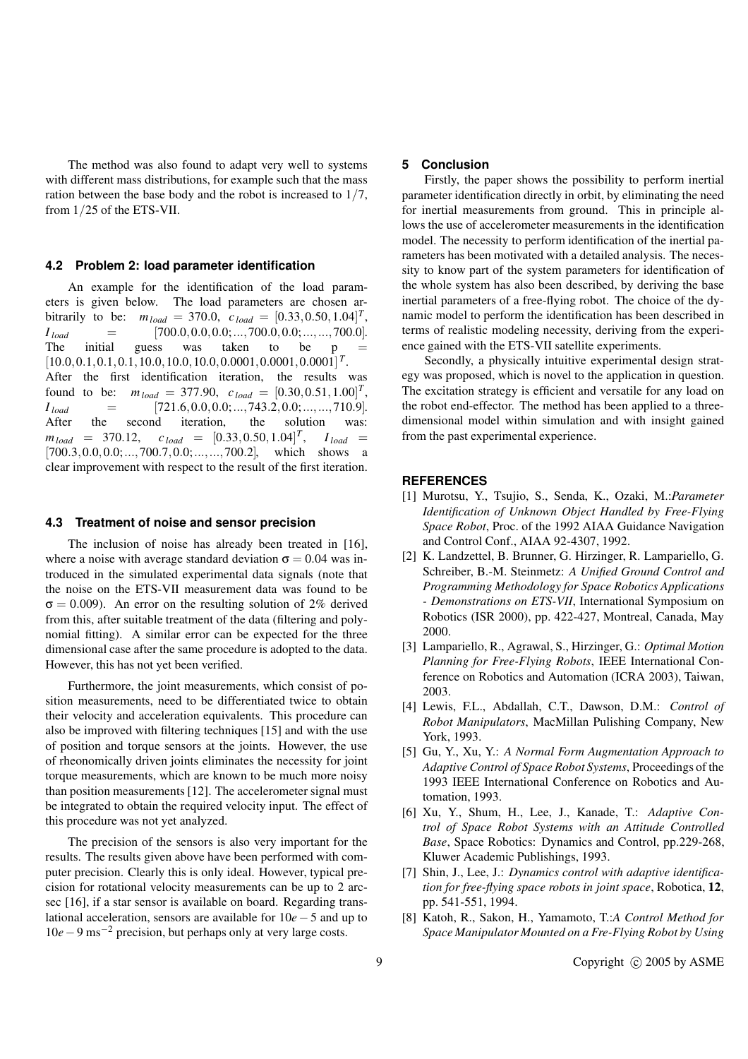The method was also found to adapt very well to systems with different mass distributions, for example such that the mass ration between the base body and the robot is increased to $1/7$, from $1/25$ of the ETS-VII.

### 4.2 Problem 2: load parameter identification

An example for the identification of the load parameters is given below. The load parameters are chosen arbitrarily to be: $m_{load} = 370.0$, $c_{load} = [0.33, 0.50, 1.04]^T$, $I_{load} = [700.0, 0.0, 0.0; ..., 700.0, 0.0; ..., ..., 700.0]$. The initial guess was taken to be $p = [10.0, 0.1, 0.1, 0.1, 10.0, 10.0, 10.0, 0.0001, 0.0001, 0.0001]^T$. After the first identification iteration, the results was found to be: $m_{load} = 377.90$, $c_{load} = [0.30, 0.51, 1.00]^T$, $I_{load} = [721.6, 0.0, 0.0; ..., 743.2, 0.0; ..., ..., 710.9]$. After the second iteration, the solution was: $m_{load} = 370.12$, $c_{load} = [0.33, 0.50, 1.04]^T$, $I_{load} = [700.3, 0.0, 0.0; ..., 700.7, 0.0; ..., ..., 700.2]$, which shows a clear improvement with respect to the result of the first iteration.

### 4.3 Treatment of noise and sensor precision

The inclusion of noise has already been treated in [16], where a noise with average standard deviation $\sigma = 0.04$ was introduced in the simulated experimental data signals (note that the noise on the ETS-VII measurement data was found to be $\sigma = 0.009$). An error on the resulting solution of 2% derived from this, after suitable treatment of the data (filtering and polynomial fitting). A similar error can be expected for the three dimensional case after the same procedure is adopted to the data. However, this has not yet been verified.

Furthermore, the joint measurements, which consist of position measurements, need to be differentiated twice to obtain their velocity and acceleration equivalents. This procedure can also be improved with filtering techniques [15] and with the use of position and torque sensors at the joints. However, the use of rheonomically driven joints eliminates the necessity for joint torque measurements, which are known to be much more noisy than position measurements [12]. The accelerometer signal must be integrated to obtain the required velocity input. The effect of this procedure was not yet analyzed.

The precision of the sensors is also very important for the results. The results given above have been performed with computer precision. Clearly this is only ideal. However, typical precision for rotational velocity measurements can be up to 2 arcsec [16], if a star sensor is available on board. Regarding translational acceleration, sensors are available for $10e-5$ and up to $10e-9\ \mathrm{ms}^{-2}$ precision, but perhaps only at very large costs.

## 5 Conclusion

Firstly, the paper shows the possibility to perform inertial parameter identification directly in orbit, by eliminating the need for inertial measurements from ground. This in principle allows the use of accelerometer measurements in the identification model. The necessity to perform identification of the inertial parameters has been motivated with a detailed analysis. The necessity to know part of the system parameters for identification of the whole system has also been described, by deriving the base inertial parameters of a free-flying robot. The choice of the dynamic model to perform the identification has been described in terms of realistic modeling necessity, deriving from the experience gained with the ETS-VII satellite experiments.

Secondly, a physically intuitive experimental design strategy was proposed, which is novel to the application in question. The excitation strategy is efficient and versatile for any load on the robot end-effector. The method has been applied to a three-dimensional model within simulation and with insight gained from the past experimental experience.

## REFERENCES

[1] Murotsu, Y., Tsujio, S., Senda, K., Ozaki, M.:*Parameter Identification of Unknown Object Handled by Free-Flying Space Robot*, Proc. of the 1992 AIAA Guidance Navigation and Control Conf., AIAA 92-4307, 1992.

[2] K. Landzettel, B. Brunner, G. Hirzinger, R. Lampariello, G. Schreiber, B.-M. Steinmetz: *A Unified Ground Control and Programming Methodology for Space Robotics Applications - Demonstrations on ETS-VII*, International Symposium on Robotics (ISR 2000), pp. 422-427, Montreal, Canada, May 2000.

[3] Lampariello, R., Agrawal, S., Hirzinger, G.: *Optimal Motion Planning for Free-Flying Robots*, IEEE International Conference on Robotics and Automation (ICRA 2003), Taiwan, 2003.

[4] Lewis, F.L., Abdallah, C.T., Dawson, D.M.: *Control of Robot Manipulators*, MacMillan Pulishing Company, New York, 1993.

[5] Gu, Y., Xu, Y.: *A Normal Form Augmentation Approach to Adaptive Control of Space Robot Systems*, Proceedings of the 1993 IEEE International Conference on Robotics and Automation, 1993.

[6] Xu, Y., Shum, H., Lee, J., Kanade, T.: *Adaptive Control of Space Robot Systems with an Attitude Controlled Base*, Space Robotics: Dynamics and Control, pp.229-268, Kluwer Academic Publishings, 1993.

[7] Shin, J., Lee, J.: *Dynamics control with adaptive identification for free-flying space robots in joint space*, Robotica, **12**, pp. 541-551, 1994.

[8] Katoh, R., Sakon, H., Yamamoto, T.:*A Control Method for Space Manipulator Mounted on a Fre-Flying Robot by Using*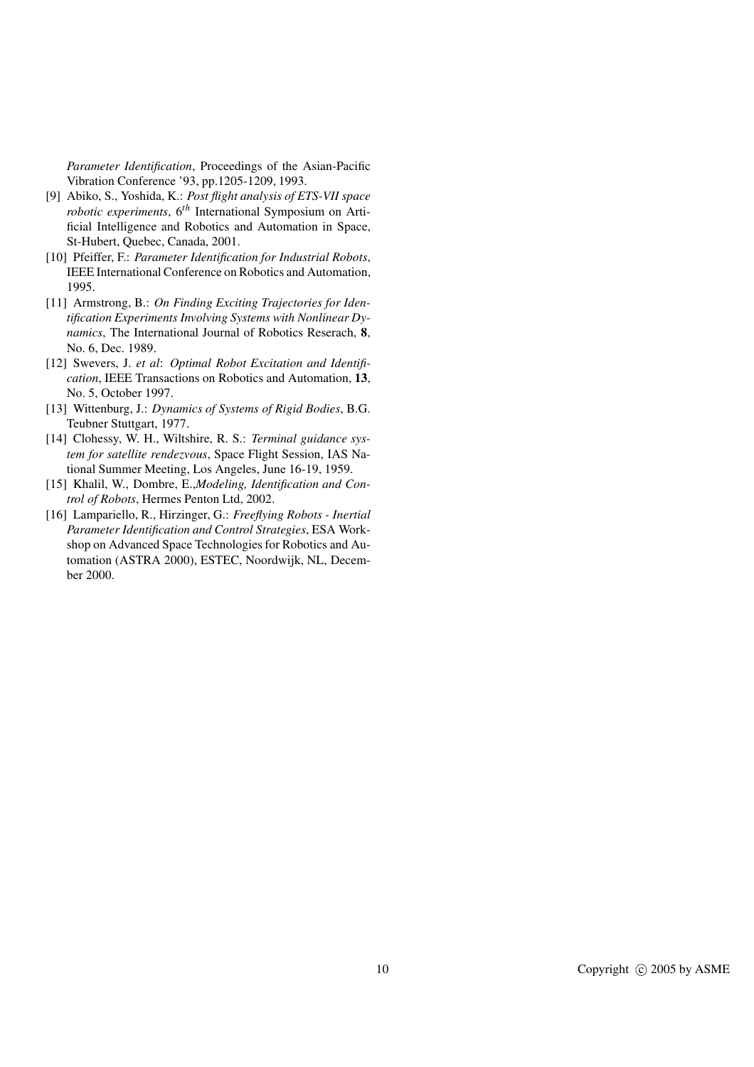*Parameter Identification*, Proceedings of the Asian-Pacific Vibration Conference '93, pp.1205-1209, 1993.

[9] Abiko, S., Yoshida, K.: *Post flight analysis of ETS-VII space robotic experiments*, $6^{th}$ International Symposium on Artificial Intelligence and Robotics and Automation in Space, St-Hubert, Quebec, Canada, 2001.

[10] Pfeiffer, F.: *Parameter Identification for Industrial Robots*, IEEE International Conference on Robotics and Automation, 1995.

[11] Armstrong, B.: *On Finding Exciting Trajectories for Identification Experiments Involving Systems with Nonlinear Dynamics*, The International Journal of Robotics Reserach, **8**, No. 6, Dec. 1989.

[12] Swevers, J. *et al*: *Optimal Robot Excitation and Identification*, IEEE Transactions on Robotics and Automation, **13**, No. 5, October 1997.

[13] Wittenburg, J.: *Dynamics of Systems of Rigid Bodies*, B.G. Teubner Stuttgart, 1977.

[14] Clohessy, W. H., Wiltshire, R. S.: *Terminal guidance system for satellite rendezvous*, Space Flight Session, IAS National Summer Meeting, Los Angeles, June 16-19, 1959.

[15] Khalil, W., Dombre, E.,*Modeling, Identification and Control of Robots*, Hermes Penton Ltd, 2002.

[16] Lampariello, R., Hirzinger, G.: *Freeflying Robots - Inertial Parameter Identification and Control Strategies*, ESA Workshop on Advanced Space Technologies for Robotics and Automation (ASTRA 2000), ESTEC, Noordwijk, NL, December 2000.

Copyright © 2005 by ASME